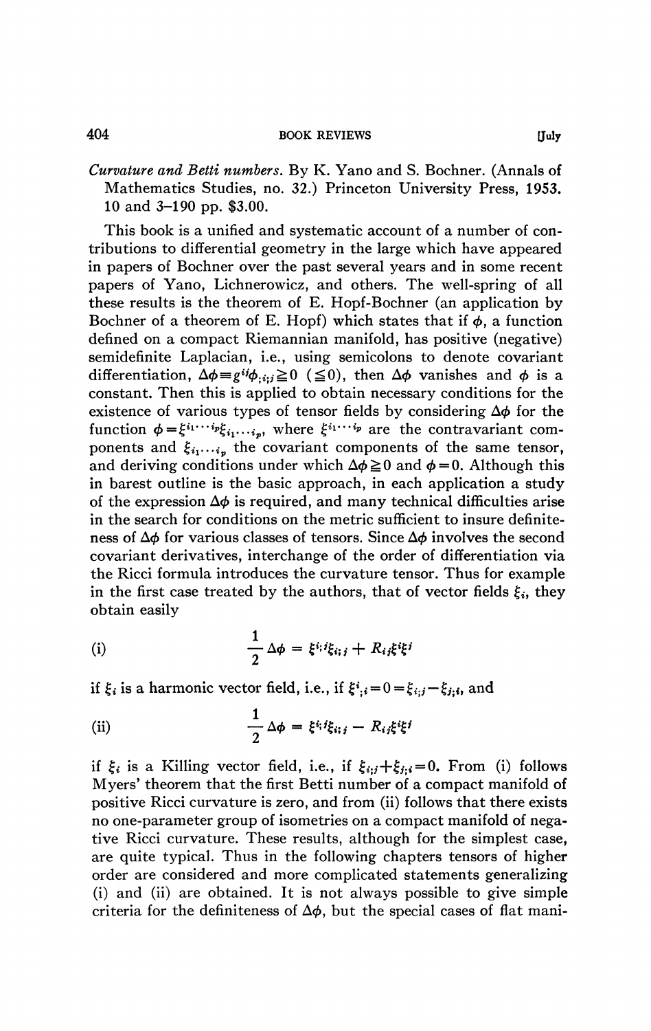*Curvature and Betti numbers*. By K. Yano and S. Bochner. (Annals of Mathematics Studies, no. 32.) Princeton University Press, 1953. 10 and 3–190 pp. $3.00.

This book is a unified and systematic account of a number of contributions to differential geometry in the large which have appeared in papers of Bochner over the past several years and in some recent papers of Yano, Lichnerowicz, and others. The well-spring of all these results is the theorem of E. Hopf-Bochner (an application by Bochner of a theorem of E. Hopf) which states that if $\phi$, a function defined on a compact Riemannian manifold, has positive (negative) semidefinite Laplacian, i.e., using semicolons to denote covariant differentiation, $\Delta\phi \equiv g^{ij}\phi_{;i;j} \geqq 0$ $(\leqq 0)$, then $\Delta\phi$ vanishes and $\phi$ is a constant. Then this is applied to obtain necessary conditions for the existence of various types of tensor fields by considering $\Delta\phi$ for the function $\phi = \xi^{i_1 \cdots i_p}\xi_{i_1 \cdots i_p}$, where $\xi^{i_1 \cdots i_p}$ are the contravariant components and $\xi_{i_1 \cdots i_p}$ the covariant components of the same tensor, and deriving conditions under which $\Delta\phi \geqq 0$ and $\phi = 0$. Although this in barest outline is the basic approach, in each application a study of the expression $\Delta\phi$ is required, and many technical difficulties arise in the search for conditions on the metric sufficient to insure definiteness of $\Delta\phi$ for various classes of tensors. Since $\Delta\phi$ involves the second covariant derivatives, interchange of the order of differentiation via the Ricci formula introduces the curvature tensor. Thus for example in the first case treated by the authors, that of vector fields $\xi_i$, they obtain easily

$$\text{(i)} \qquad \frac{1}{2}\Delta\phi = \xi^{i;j}\xi_{i;j} + R_{ij}\xi^i\xi^j$$

if $\xi_i$ is a harmonic vector field, i.e., if $\xi^i{}_{;i} = 0 = \xi_{i;j} - \xi_{j;i}$, and

$$\text{(ii)} \qquad \frac{1}{2}\Delta\phi = \xi^{i;j}\xi_{i;j} - R_{ij}\xi^i\xi^j$$

if $\xi_i$ is a Killing vector field, i.e., if $\xi_{i;j} + \xi_{j;i} = 0$. From (i) follows Myers' theorem that the first Betti number of a compact manifold of positive Ricci curvature is zero, and from (ii) follows that there exists no one-parameter group of isometries on a compact manifold of negative Ricci curvature. These results, although for the simplest case, are quite typical. Thus in the following chapters tensors of higher order are considered and more complicated statements generalizing (i) and (ii) are obtained. It is not always possible to give simple criteria for the definiteness of $\Delta\phi$, but the special cases of flat mani-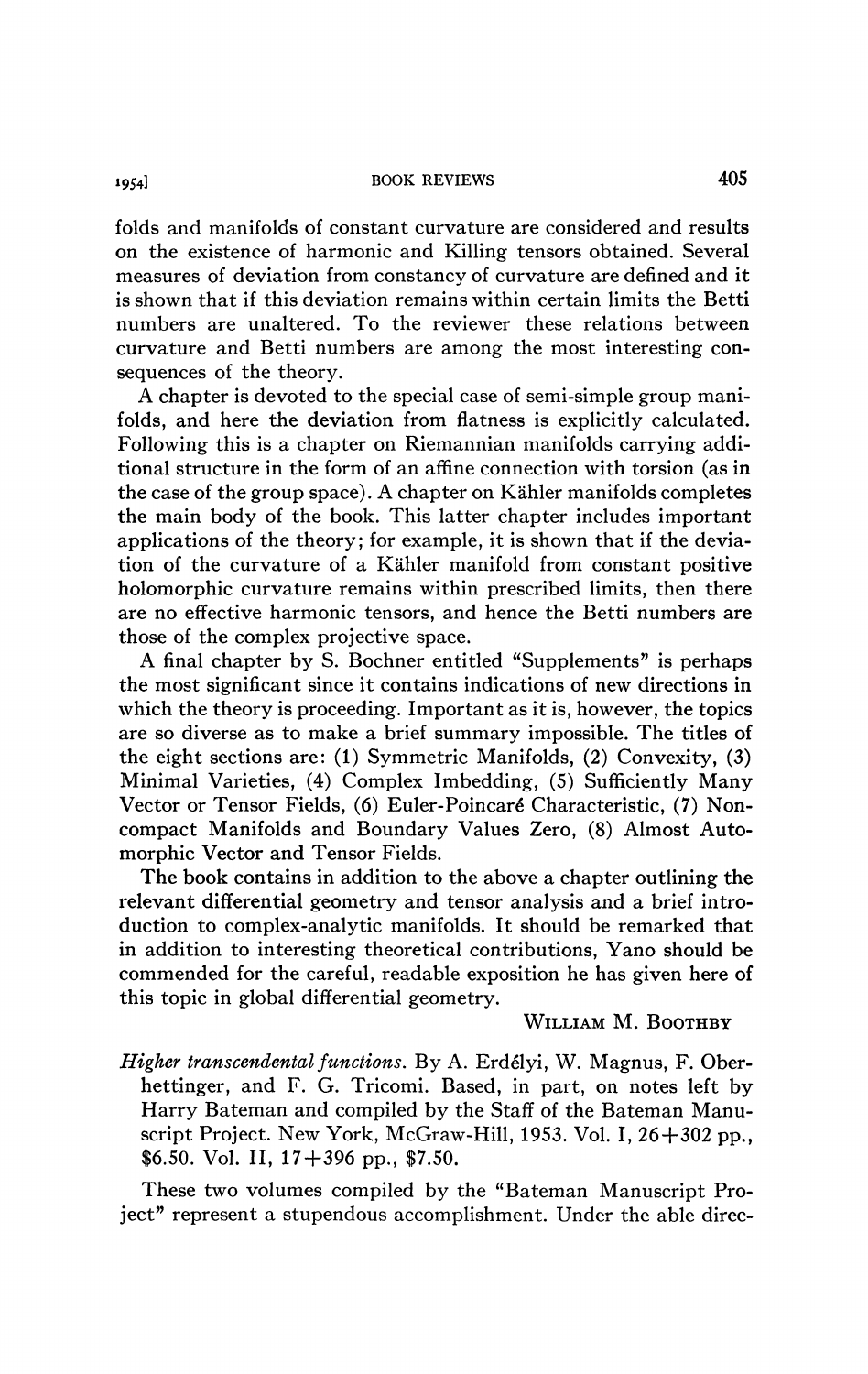folds and manifolds of constant curvature are considered and results on the existence of harmonic and Killing tensors obtained. Several measures of deviation from constancy of curvature are defined and it is shown that if this deviation remains within certain limits the Betti numbers are unaltered. To the reviewer these relations between curvature and Betti numbers are among the most interesting consequences of the theory.

A chapter is devoted to the special case of semi-simple group manifolds, and here the deviation from flatness is explicitly calculated. Following this is a chapter on Riemannian manifolds carrying additional structure in the form of an affine connection with torsion (as in the case of the group space). A chapter on Kähler manifolds completes the main body of the book. This latter chapter includes important applications of the theory; for example, it is shown that if the deviation of the curvature of a Kähler manifold from constant positive holomorphic curvature remains within prescribed limits, then there are no effective harmonic tensors, and hence the Betti numbers are those of the complex projective space.

A final chapter by S. Bochner entitled "Supplements" is perhaps the most significant since it contains indications of new directions in which the theory is proceeding. Important as it is, however, the topics are so diverse as to make a brief summary impossible. The titles of the eight sections are: (1) Symmetric Manifolds, (2) Convexity, (3) Minimal Varieties, (4) Complex Imbedding, (5) Sufficiently Many Vector or Tensor Fields, (6) Euler-Poincaré Characteristic, (7) Noncompact Manifolds and Boundary Values Zero, (8) Almost Automorphic Vector and Tensor Fields.

The book contains in addition to the above a chapter outlining the relevant differential geometry and tensor analysis and a brief introduction to complex-analytic manifolds. It should be remarked that in addition to interesting theoretical contributions, Yano should be commended for the careful, readable exposition he has given here of this topic in global differential geometry.

William M. Boothby

*Higher transcendental functions.* By A. Erdélyi, W. Magnus, F. Oberhettinger, and F. G. Tricomi. Based, in part, on notes left by Harry Bateman and compiled by the Staff of the Bateman Manuscript Project. New York, McGraw-Hill, 1953. Vol. I, 26+302 pp., \$6.50. Vol. II, 17+396 pp., \$7.50.

These two volumes compiled by the "Bateman Manuscript Project" represent a stupendous accomplishment. Under the able direc-